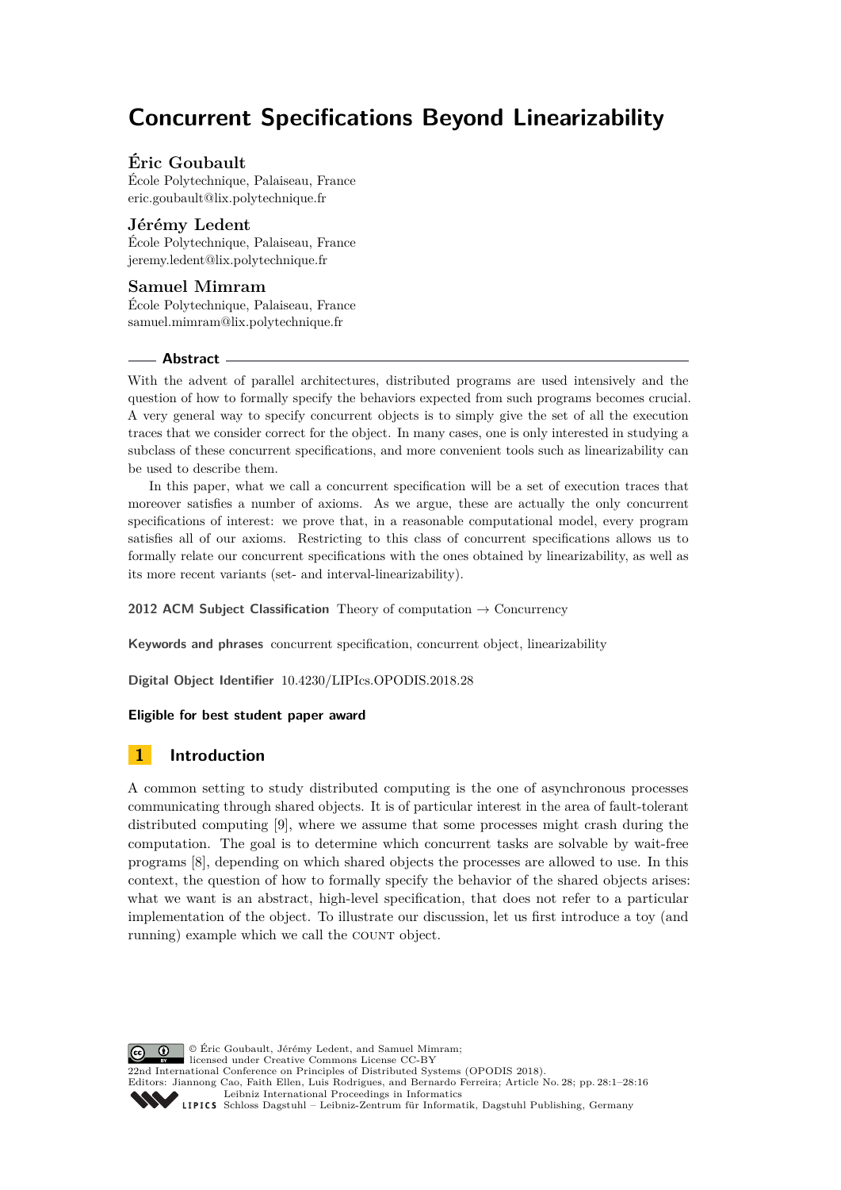# Concurrent Specifications Beyond Linearizability

**Éric Goubault**
École Polytechnique, Palaiseau, France
eric.goubault@lix.polytechnique.fr

**Jérémy Ledent**
École Polytechnique, Palaiseau, France
jeremy.ledent@lix.polytechnique.fr

**Samuel Mimram**
École Polytechnique, Palaiseau, France
samuel.mimram@lix.polytechnique.fr

## Abstract

With the advent of parallel architectures, distributed programs are used intensively and the question of how to formally specify the behaviors expected from such programs becomes crucial. A very general way to specify concurrent objects is to simply give the set of all the execution traces that we consider correct for the object. In many cases, one is only interested in studying a subclass of these concurrent specifications, and more convenient tools such as linearizability can be used to describe them.

In this paper, what we call a concurrent specification will be a set of execution traces that moreover satisfies a number of axioms. As we argue, these are actually the only concurrent specifications of interest: we prove that, in a reasonable computational model, every program satisfies all of our axioms. Restricting to this class of concurrent specifications allows us to formally relate our concurrent specifications with the ones obtained by linearizability, as well as its more recent variants (set- and interval-linearizability).

**2012 ACM Subject Classification** Theory of computation → Concurrency

**Keywords and phrases** concurrent specification, concurrent object, linearizability

**Digital Object Identifier** 10.4230/LIPIcs.OPODIS.2018.28

**Eligible for best student paper award**

## 1 Introduction

A common setting to study distributed computing is the one of asynchronous processes communicating through shared objects. It is of particular interest in the area of fault-tolerant distributed computing [9], where we assume that some processes might crash during the computation. The goal is to determine which concurrent tasks are solvable by wait-free programs [8], depending on which shared objects the processes are allowed to use. In this context, the question of how to formally specify the behavior of the shared objects arises: what we want is an abstract, high-level specification, that does not refer to a particular implementation of the object. To illustrate our discussion, let us first introduce a toy (and running) example which we call the COUNT object.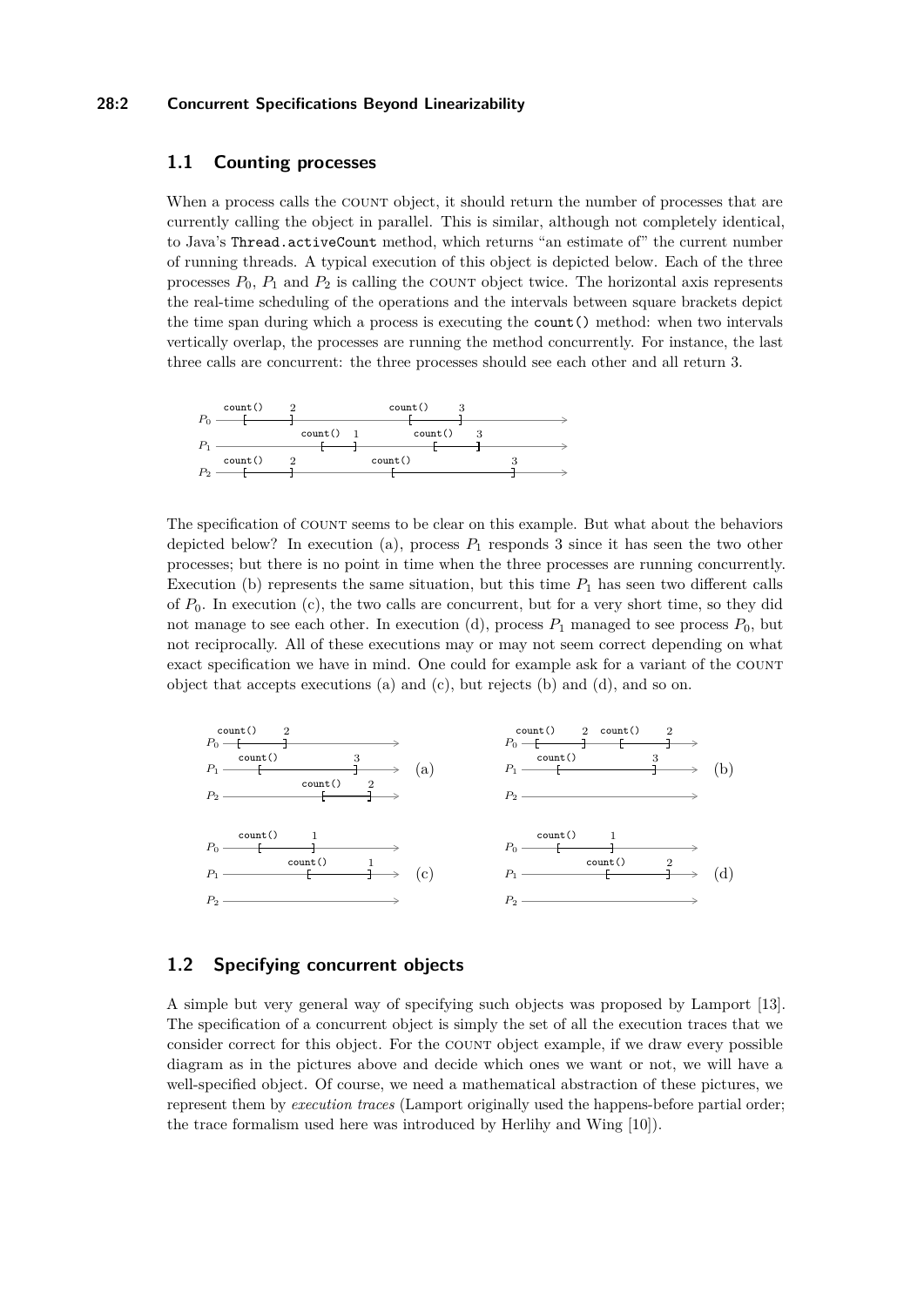## 1.1 Counting processes

When a process calls the COUNT object, it should return the number of processes that are currently calling the object in parallel. This is similar, although not completely identical, to Java's `Thread.activeCount` method, which returns "an estimate of" the current number of running threads. A typical execution of this object is depicted below. Each of the three processes $P_0$, $P_1$ and $P_2$ is calling the COUNT object twice. The horizontal axis represents the real-time scheduling of the operations and the intervals between square brackets depict the time span during which a process is executing the `count()` method: when two intervals vertically overlap, the processes are running the method concurrently. For instance, the last three calls are concurrent: the three processes should see each other and all return 3.

The specification of COUNT seems to be clear on this example. But what about the behaviors depicted below? In execution (a), process $P_1$ responds 3 since it has seen the two other processes; but there is no point in time when the three processes are running concurrently. Execution (b) represents the same situation, but this time $P_1$ has seen two different calls of $P_0$. In execution (c), the two calls are concurrent, but for a very short time, so they did not manage to see each other. In execution (d), process $P_1$ managed to see process $P_0$, but not reciprocally. All of these executions may or may not seem correct depending on what exact specification we have in mind. One could for example ask for a variant of the COUNT object that accepts executions (a) and (c), but rejects (b) and (d), and so on.

## 1.2 Specifying concurrent objects

A simple but very general way of specifying such objects was proposed by Lamport [13]. The specification of a concurrent object is simply the set of all the execution traces that we consider correct for this object. For the COUNT object example, if we draw every possible diagram as in the pictures above and decide which ones we want or not, we will have a well-specified object. Of course, we need a mathematical abstraction of these pictures, we represent them by *execution traces* (Lamport originally used the happens-before partial order; the trace formalism used here was introduced by Herlihy and Wing [10]).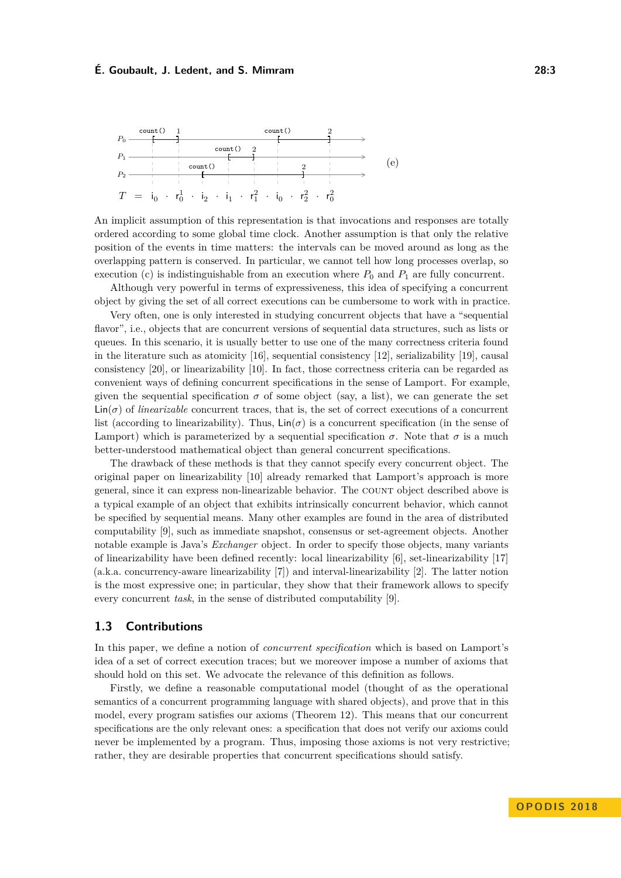$P_0$ count() 1 count() 2

$P_1$ count() 2

$P_2$ count() 2

(e)

$$T = \mathsf{i}_0 \cdot \mathsf{r}_0^1 \cdot \mathsf{i}_2 \cdot \mathsf{i}_1 \cdot \mathsf{r}_1^2 \cdot \mathsf{i}_0 \cdot \mathsf{r}_2^2 \cdot \mathsf{r}_0^2$$

An implicit assumption of this representation is that invocations and responses are totally ordered according to some global time clock. Another assumption is that only the relative position of the events in time matters: the intervals can be moved around as long as the overlapping pattern is conserved. In particular, we cannot tell how long processes overlap, so execution (c) is indistinguishable from an execution where $P_0$ and $P_1$ are fully concurrent.

Although very powerful in terms of expressiveness, this idea of specifying a concurrent object by giving the set of all correct executions can be cumbersome to work with in practice.

Very often, one is only interested in studying concurrent objects that have a "sequential flavor", i.e., objects that are concurrent versions of sequential data structures, such as lists or queues. In this scenario, it is usually better to use one of the many correctness criteria found in the literature such as atomicity [16], sequential consistency [12], serializability [19], causal consistency [20], or linearizability [10]. In fact, those correctness criteria can be regarded as convenient ways of defining concurrent specifications in the sense of Lamport. For example, given the sequential specification $\sigma$ of some object (say, a list), we can generate the set $\mathsf{Lin}(\sigma)$ of *linearizable* concurrent traces, that is, the set of correct executions of a concurrent list (according to linearizability). Thus, $\mathsf{Lin}(\sigma)$ is a concurrent specification (in the sense of Lamport) which is parameterized by a sequential specification $\sigma$. Note that $\sigma$ is a much better-understood mathematical object than general concurrent specifications.

The drawback of these methods is that they cannot specify every concurrent object. The original paper on linearizability [10] already remarked that Lamport's approach is more general, since it can express non-linearizable behavior. The COUNT object described above is a typical example of an object that exhibits intrinsically concurrent behavior, which cannot be specified by sequential means. Many other examples are found in the area of distributed computability [9], such as immediate snapshot, consensus or set-agreement objects. Another notable example is Java's *Exchanger* object. In order to specify those objects, many variants of linearizability have been defined recently: local linearizability [6], set-linearizability [17] (a.k.a. concurrency-aware linearizability [7]) and interval-linearizability [2]. The latter notion is the most expressive one; in particular, they show that their framework allows to specify every concurrent *task*, in the sense of distributed computability [9].

## 1.3 Contributions

In this paper, we define a notion of *concurrent specification* which is based on Lamport's idea of a set of correct execution traces; but we moreover impose a number of axioms that should hold on this set. We advocate the relevance of this definition as follows.

Firstly, we define a reasonable computational model (thought of as the operational semantics of a concurrent programming language with shared objects), and prove that in this model, every program satisfies our axioms (Theorem 12). This means that our concurrent specifications are the only relevant ones: a specification that does not verify our axioms could never be implemented by a program. Thus, imposing those axioms is not very restrictive; rather, they are desirable properties that concurrent specifications should satisfy.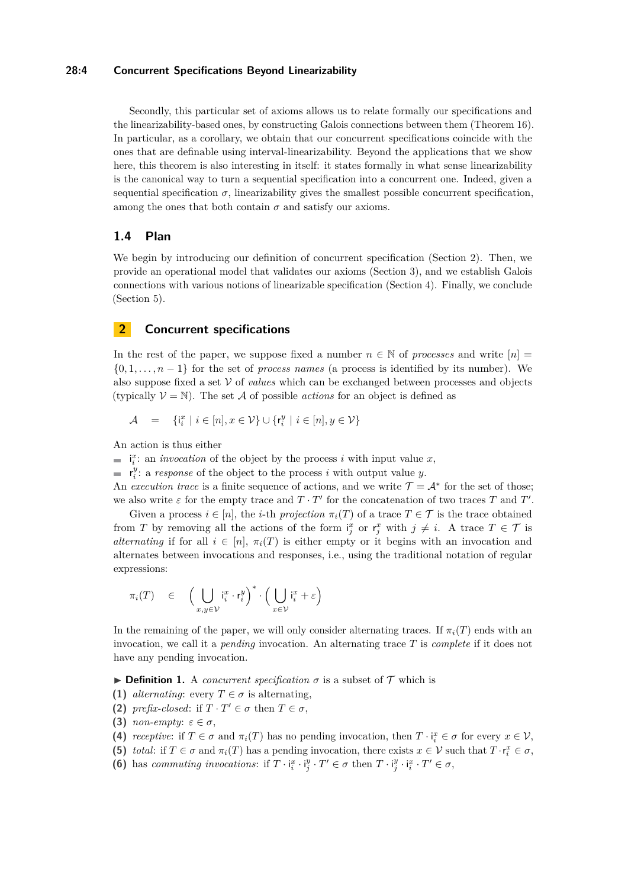Secondly, this particular set of axioms allows us to relate formally our specifications and the linearizability-based ones, by constructing Galois connections between them (Theorem 16). In particular, as a corollary, we obtain that our concurrent specifications coincide with the ones that are definable using interval-linearizability. Beyond the applications that we show here, this theorem is also interesting in itself: it states formally in what sense linearizability is the canonical way to turn a sequential specification into a concurrent one. Indeed, given a sequential specification $\sigma$, linearizability gives the smallest possible concurrent specification, among the ones that both contain $\sigma$ and satisfy our axioms.

## 1.4 Plan

We begin by introducing our definition of concurrent specification (Section 2). Then, we provide an operational model that validates our axioms (Section 3), and we establish Galois connections with various notions of linearizable specification (Section 4). Finally, we conclude (Section 5).

# 2 Concurrent specifications

In the rest of the paper, we suppose fixed a number $n \in \mathbb{N}$ of *processes* and write $[n] = \{0, 1, \dots, n-1\}$ for the set of *process names* (a process is identified by its number). We also suppose fixed a set $\mathcal{V}$ of *values* which can be exchanged between processes and objects (typically $\mathcal{V} = \mathbb{N}$). The set $\mathcal{A}$ of possible *actions* for an object is defined as

$$\mathcal{A} \quad = \quad \{\mathsf{i}_i^x \mid i \in [n], x \in \mathcal{V}\} \cup \{\mathsf{r}_i^y \mid i \in [n], y \in \mathcal{V}\}$$

An action is thus either

- $\mathsf{i}_i^x$: an *invocation* of the object by the process $i$ with input value $x$,
- $\mathsf{r}_i^y$: a *response* of the object to the process $i$ with output value $y$.

An *execution trace* is a finite sequence of actions, and we write $\mathcal{T} = \mathcal{A}^*$ for the set of those; we also write $\varepsilon$ for the empty trace and $T \cdot T'$ for the concatenation of two traces $T$ and $T'$.

Given a process $i \in [n]$, the $i$-th *projection* $\pi_i(T)$ of a trace $T \in \mathcal{T}$ is the trace obtained from $T$ by removing all the actions of the form $\mathsf{i}_j^x$ or $\mathsf{r}_j^x$ with $j \neq i$. A trace $T \in \mathcal{T}$ is *alternating* if for all $i \in [n]$, $\pi_i(T)$ is either empty or it begins with an invocation and alternates between invocations and responses, i.e., using the traditional notation of regular expressions:

$$\pi_i(T) \quad \in \quad \Big( \bigcup_{x,y \in \mathcal{V}} \mathsf{i}_i^x \cdot \mathsf{r}_i^y \Big)^* \cdot \Big( \bigcup_{x \in \mathcal{V}} \mathsf{i}_i^x + \varepsilon \Big)$$

In the remaining of the paper, we will only consider alternating traces. If $\pi_i(T)$ ends with an invocation, we call it a *pending* invocation. An alternating trace $T$ is *complete* if it does not have any pending invocation.

▶ **Definition 1.** A *concurrent specification* $\sigma$ is a subset of $\mathcal{T}$ which is

**(1)** *alternating*: every $T \in \sigma$ is alternating,
**(2)** *prefix-closed*: if $T \cdot T' \in \sigma$ then $T \in \sigma$,
**(3)** *non-empty*: $\varepsilon \in \sigma$,
**(4)** *receptive*: if $T \in \sigma$ and $\pi_i(T)$ has no pending invocation, then $T \cdot \mathsf{i}_i^x \in \sigma$ for every $x \in \mathcal{V}$,
**(5)** *total*: if $T \in \sigma$ and $\pi_i(T)$ has a pending invocation, there exists $x \in \mathcal{V}$ such that $T \cdot \mathsf{r}_i^x \in \sigma$,
**(6)** has *commuting invocations*: if $T \cdot \mathsf{i}_i^x \cdot \mathsf{i}_j^y \cdot T' \in \sigma$ then $T \cdot \mathsf{i}_j^y \cdot \mathsf{i}_i^x \cdot T' \in \sigma$,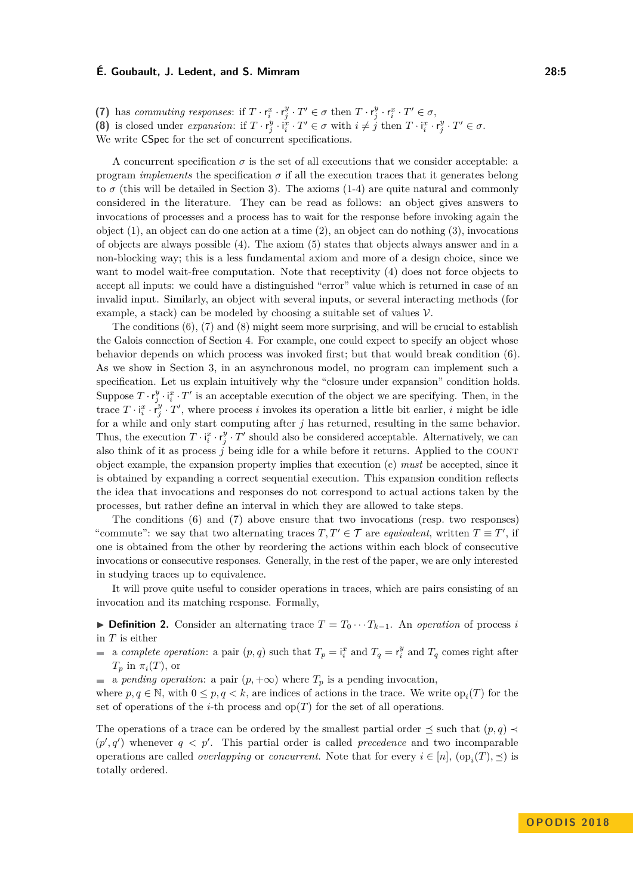**(7)** has *commuting responses*: if $T \cdot \mathsf{r}_i^x \cdot \mathsf{r}_j^y \cdot T' \in \sigma$ then $T \cdot \mathsf{r}_j^y \cdot \mathsf{r}_i^x \cdot T' \in \sigma$,
**(8)** is closed under *expansion*: if $T \cdot \mathsf{r}_j^y \cdot \mathsf{i}_i^x \cdot T' \in \sigma$ with $i \neq j$ then $T \cdot \mathsf{i}_i^x \cdot \mathsf{r}_j^y \cdot T' \in \sigma$.
We write CSpec for the set of concurrent specifications.

A concurrent specification $\sigma$ is the set of all executions that we consider acceptable: a program *implements* the specification $\sigma$ if all the execution traces that it generates belong to $\sigma$ (this will be detailed in Section 3). The axioms (1-4) are quite natural and commonly considered in the literature. They can be read as follows: an object gives answers to invocations of processes and a process has to wait for the response before invoking again the object (1), an object can do one action at a time (2), an object can do nothing (3), invocations of objects are always possible (4). The axiom (5) states that objects always answer and in a non-blocking way; this is a less fundamental axiom and more of a design choice, since we want to model wait-free computation. Note that receptivity (4) does not force objects to accept all inputs: we could have a distinguished "error" value which is returned in case of an invalid input. Similarly, an object with several inputs, or several interacting methods (for example, a stack) can be modeled by choosing a suitable set of values $\mathcal{V}$.

The conditions (6), (7) and (8) might seem more surprising, and will be crucial to establish the Galois connection of Section 4. For example, one could expect to specify an object whose behavior depends on which process was invoked first; but that would break condition (6). As we show in Section 3, in an asynchronous model, no program can implement such a specification. Let us explain intuitively why the "closure under expansion" condition holds. Suppose $T \cdot \mathsf{r}_j^y \cdot \mathsf{i}_i^x \cdot T'$ is an acceptable execution of the object we are specifying. Then, in the trace $T \cdot \mathsf{i}_i^x \cdot \mathsf{r}_j^y \cdot T'$, where process $i$ invokes its operation a little bit earlier, $i$ might be idle for a while and only start computing after $j$ has returned, resulting in the same behavior. Thus, the execution $T \cdot \mathsf{i}_i^x \cdot \mathsf{r}_j^y \cdot T'$ should also be considered acceptable. Alternatively, we can also think of it as process $j$ being idle for a while before it returns. Applied to the COUNT object example, the expansion property implies that execution (c) *must* be accepted, since it is obtained by expanding a correct sequential execution. This expansion condition reflects the idea that invocations and responses do not correspond to actual actions taken by the processes, but rather define an interval in which they are allowed to take steps.

The conditions (6) and (7) above ensure that two invocations (resp. two responses) "commute": we say that two alternating traces $T, T' \in \mathcal{T}$ are *equivalent*, written $T \equiv T'$, if one is obtained from the other by reordering the actions within each block of consecutive invocations or consecutive responses. Generally, in the rest of the paper, we are only interested in studying traces up to equivalence.

It will prove quite useful to consider operations in traces, which are pairs consisting of an invocation and its matching response. Formally,

▶ **Definition 2.** Consider an alternating trace $T = T_0 \cdots T_{k-1}$. An *operation* of process $i$ in $T$ is either

- a *complete operation*: a pair $(p, q)$ such that $T_p = \mathsf{i}_i^x$ and $T_q = \mathsf{r}_i^y$ and $T_q$ comes right after $T_p$ in $\pi_i(T)$, or
- a *pending operation*: a pair $(p, +\infty)$ where $T_p$ is a pending invocation,

where $p, q \in \mathbb{N}$, with $0 \leq p, q < k$, are indices of actions in the trace. We write $\mathrm{op}_i(T)$ for the set of operations of the $i$-th process and $\mathrm{op}(T)$ for the set of all operations.

The operations of a trace can be ordered by the smallest partial order $\preceq$ such that $(p, q) \prec (p', q')$ whenever $q < p'$. This partial order is called *precedence* and two incomparable operations are called *overlapping* or *concurrent*. Note that for every $i \in [n]$, $(\mathrm{op}_i(T), \preceq)$ is totally ordered.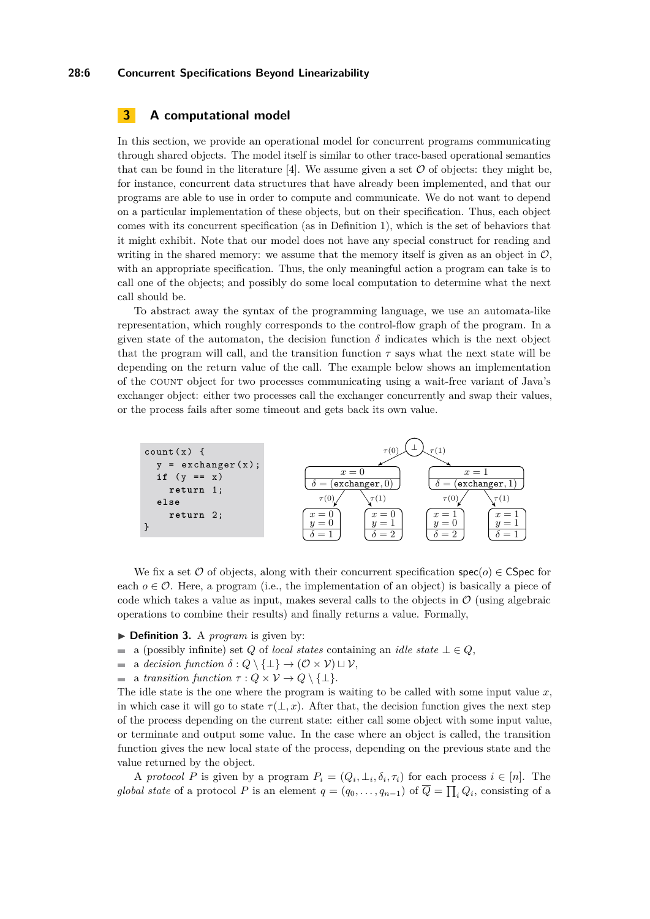## 3 A computational model

In this section, we provide an operational model for concurrent programs communicating through shared objects. The model itself is similar to other trace-based operational semantics that can be found in the literature [4]. We assume given a set $\mathcal{O}$ of objects: they might be, for instance, concurrent data structures that have already been implemented, and that our programs are able to use in order to compute and communicate. We do not want to depend on a particular implementation of these objects, but on their specification. Thus, each object comes with its concurrent specification (as in Definition 1), which is the set of behaviors that it might exhibit. Note that our model does not have any special construct for reading and writing in the shared memory: we assume that the memory itself is given as an object in $\mathcal{O}$, with an appropriate specification. Thus, the only meaningful action a program can take is to call one of the objects; and possibly do some local computation to determine what the next call should be.

To abstract away the syntax of the programming language, we use an automata-like representation, which roughly corresponds to the control-flow graph of the program. In a given state of the automaton, the decision function $\delta$ indicates which is the next object that the program will call, and the transition function $\tau$ says what the next state will be depending on the return value of the call. The example below shows an implementation of the COUNT object for two processes communicating using a wait-free variant of Java's exchanger object: either two processes call the exchanger concurrently and swap their values, or the process fails after some timeout and gets back its own value.

```
count(x) {
  y = exchanger(x);
  if (y == x)
    return 1;
  else
    return 2;
}
```

We fix a set $\mathcal{O}$ of objects, along with their concurrent specification $\mathsf{spec}(o) \in \mathsf{CSpec}$ for each $o \in \mathcal{O}$. Here, a program (i.e., the implementation of an object) is basically a piece of code which takes a value as input, makes several calls to the objects in $\mathcal{O}$ (using algebraic operations to combine their results) and finally returns a value. Formally,

▶ **Definition 3.** A *program* is given by:

- a (possibly infinite) set $Q$ of *local states* containing an *idle state* $\bot \in Q$,
- a *decision function* $\delta : Q \setminus \{\bot\} \to (\mathcal{O} \times \mathcal{V}) \sqcup \mathcal{V}$,
- a *transition function* $\tau : Q \times \mathcal{V} \to Q \setminus \{\bot\}$.

The idle state is the one where the program is waiting to be called with some input value $x$, in which case it will go to state $\tau(\bot, x)$. After that, the decision function gives the next step of the process depending on the current state: either call some object with some input value, or terminate and output some value. In the case where an object is called, the transition function gives the new local state of the process, depending on the previous state and the value returned by the object.

A *protocol* $P$ is given by a program $P_i = (Q_i, \bot_i, \delta_i, \tau_i)$ for each process $i \in [n]$. The *global state* of a protocol $P$ is an element $q = (q_0, \dots, q_{n-1})$ of $\overline{Q} = \prod_i Q_i$, consisting of a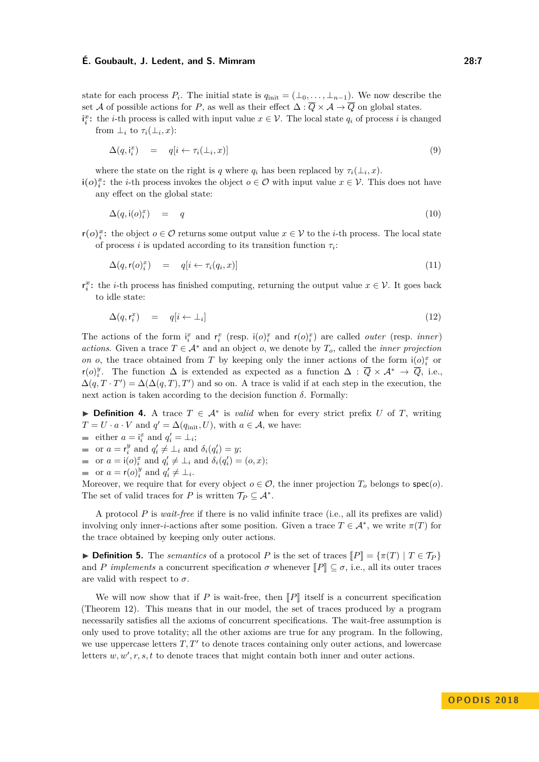state for each process $P_i$. The initial state is $q_{\text{init}} = (\bot_0, \ldots, \bot_{n-1})$. We now describe the set $\mathcal{A}$ of possible actions for $P$, as well as their effect $\Delta : \overline{Q} \times \mathcal{A} \to \overline{Q}$ on global states.

$\mathsf{i}_i^x$**:** the $i$-th process is called with input value $x \in \mathcal{V}$. The local state $q_i$ of process $i$ is changed from $\bot_i$ to $\tau_i(\bot_i, x)$:

$$\Delta(q, \mathsf{i}_i^x) \quad = \quad q[i \leftarrow \tau_i(\bot_i, x)] \tag{9}$$

where the state on the right is $q$ where $q_i$ has been replaced by $\tau_i(\bot_i, x)$.

$\mathsf{i}(o)_i^x$**:** the $i$-th process invokes the object $o \in \mathcal{O}$ with input value $x \in \mathcal{V}$. This does not have any effect on the global state:

$$\Delta(q, \mathsf{i}(o)_i^x) \quad = \quad q \tag{10}$$

$\mathsf{r}(o)_i^x$**:** the object $o \in \mathcal{O}$ returns some output value $x \in \mathcal{V}$ to the $i$-th process. The local state of process $i$ is updated according to its transition function $\tau_i$:

$$\Delta(q, \mathsf{r}(o)_i^x) \quad = \quad q[i \leftarrow \tau_i(q_i, x)] \tag{11}$$

$\mathsf{r}_i^x$**:** the $i$-th process has finished computing, returning the output value $x \in \mathcal{V}$. It goes back to idle state:

$$\Delta(q, \mathsf{r}_i^x) \quad = \quad q[i \leftarrow \bot_i] \tag{12}$$

The actions of the form $\mathsf{i}_i^x$ and $\mathsf{r}_i^x$ (resp. $\mathsf{i}(o)_i^x$ and $\mathsf{r}(o)_i^x$) are called *outer* (resp. *inner*) *actions*. Given a trace $T \in \mathcal{A}^*$ and an object $o$, we denote by $T_o$, called the *inner projection on* $o$, the trace obtained from $T$ by keeping only the inner actions of the form $\mathsf{i}(o)_i^x$ or $\mathsf{r}(o)_i^y$. The function $\Delta$ is extended as expected as a function $\Delta : \overline{Q} \times \mathcal{A}^* \to \overline{Q}$, i.e., $\Delta(q, T \cdot T') = \Delta(\Delta(q, T), T')$ and so on. A trace is valid if at each step in the execution, the next action is taken according to the decision function $\delta$. Formally:

▶ **Definition 4.** A trace $T \in \mathcal{A}^*$ is *valid* when for every strict prefix $U$ of $T$, writing $T = U \cdot a \cdot V$ and $q' = \Delta(q_{\text{init}}, U)$, with $a \in \mathcal{A}$, we have:

- either $a = \mathsf{i}_i^x$ and $q'_i = \bot_i$;
- or $a = \mathsf{r}_i^y$ and $q'_i \neq \bot_i$ and $\delta_i(q'_i) = y$;
- or $a = \mathsf{i}(o)_i^x$ and $q'_i \neq \bot_i$ and $\delta_i(q'_i) = (o, x)$;
- or $a = \mathsf{r}(o)_i^y$ and $q'_i \neq \bot_i$.

Moreover, we require that for every object $o \in \mathcal{O}$, the inner projection $T_o$ belongs to $\mathsf{spec}(o)$. The set of valid traces for $P$ is written $\mathcal{T}_P \subseteq \mathcal{A}^*$.

A protocol $P$ is *wait-free* if there is no valid infinite trace (i.e., all its prefixes are valid) involving only inner-$i$-actions after some position. Given a trace $T \in \mathcal{A}^*$, we write $\pi(T)$ for the trace obtained by keeping only outer actions.

▶ **Definition 5.** The *semantics* of a protocol $P$ is the set of traces $[\![P]\!] = \{\pi(T) \mid T \in \mathcal{T}_P\}$ and $P$ *implements* a concurrent specification $\sigma$ whenever $[\![P]\!] \subseteq \sigma$, i.e., all its outer traces are valid with respect to $\sigma$.

We will now show that if $P$ is wait-free, then $[\![P]\!]$ itself is a concurrent specification (Theorem 12). This means that in our model, the set of traces produced by a program necessarily satisfies all the axioms of concurrent specifications. The wait-free assumption is only used to prove totality; all the other axioms are true for any program. In the following, we use uppercase letters $T, T'$ to denote traces containing only outer actions, and lowercase letters $w, w', r, s, t$ to denote traces that might contain both inner and outer actions.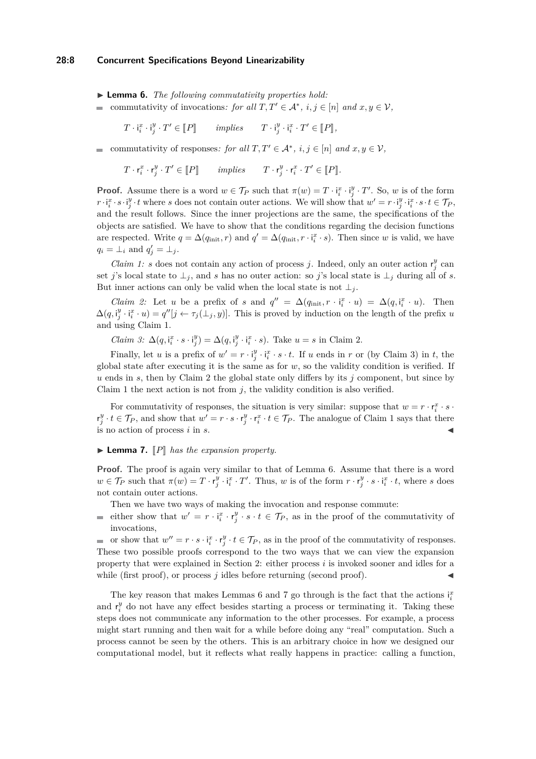▶ **Lemma 6.** *The following commutativity properties hold:*

- commutativity of invocations*: for all $T, T' \in \mathcal{A}^*$, $i, j \in [n]$ and $x, y \in \mathcal{V}$,*

$$T \cdot \mathsf{i}_i^x \cdot \mathsf{i}_j^y \cdot T' \in [\![P]\!] \qquad \textit{implies} \qquad T \cdot \mathsf{i}_j^y \cdot \mathsf{i}_i^x \cdot T' \in [\![P]\!],$$

- commutativity of responses*: for all $T, T' \in \mathcal{A}^*$, $i, j \in [n]$ and $x, y \in \mathcal{V}$,*

$$T \cdot \mathsf{r}_i^x \cdot \mathsf{r}_j^y \cdot T' \in [\![P]\!] \qquad \textit{implies} \qquad T \cdot \mathsf{r}_j^y \cdot \mathsf{r}_i^x \cdot T' \in [\![P]\!].$$

**Proof.** Assume there is a word $w \in \mathcal{T}_P$ such that $\pi(w) = T \cdot \mathsf{i}_i^x \cdot \mathsf{i}_j^y \cdot T'$. So, $w$ is of the form $r \cdot \mathsf{i}_i^x \cdot s \cdot \mathsf{i}_j^y \cdot t$ where $s$ does not contain outer actions. We will show that $w' = r \cdot \mathsf{i}_j^y \cdot \mathsf{i}_i^x \cdot s \cdot t \in \mathcal{T}_P$, and the result follows. Since the inner projections are the same, the specifications of the objects are satisfied. We have to show that the conditions regarding the decision functions are respected. Write $q = \Delta(q_{\text{init}}, r)$ and $q' = \Delta(q_{\text{init}}, r \cdot \mathsf{i}_i^x \cdot s)$. Then since $w$ is valid, we have $q_i = \bot_i$ and $q'_j = \bot_j$.

*Claim 1:* $s$ does not contain any action of process $j$. Indeed, only an outer action $\mathsf{r}_j^y$ can set $j$'s local state to $\bot_j$, and $s$ has no outer action: so $j$'s local state is $\bot_j$ during all of $s$. But inner actions can only be valid when the local state is not $\bot_j$.

*Claim 2:* Let $u$ be a prefix of $s$ and $q'' = \Delta(q_{\text{init}}, r \cdot \mathsf{i}_i^x \cdot u) = \Delta(q, \mathsf{i}_i^x \cdot u)$. Then $\Delta(q, \mathsf{i}_j^y \cdot \mathsf{i}_i^x \cdot u) = q''[j \leftarrow \tau_j(\bot_j, y)]$. This is proved by induction on the length of the prefix $u$ and using Claim 1.

*Claim 3:* $\Delta(q, \mathsf{i}_i^x \cdot s \cdot \mathsf{i}_j^y) = \Delta(q, \mathsf{i}_j^y \cdot \mathsf{i}_i^x \cdot s)$. Take $u = s$ in Claim 2.

Finally, let $u$ is a prefix of $w' = r \cdot \mathsf{i}_j^y \cdot \mathsf{i}_i^x \cdot s \cdot t$. If $u$ ends in $r$ or (by Claim 3) in $t$, the global state after executing it is the same as for $w$, so the validity condition is verified. If $u$ ends in $s$, then by Claim 2 the global state only differs by its $j$ component, but since by Claim 1 the next action is not from $j$, the validity condition is also verified.

For commutativity of responses, the situation is very similar: suppose that $w = r \cdot \mathsf{r}_i^x \cdot s \cdot \mathsf{r}_j^y \cdot t \in \mathcal{T}_P$, and show that $w' = r \cdot s \cdot \mathsf{r}_j^y \cdot \mathsf{r}_i^x \cdot t \in \mathcal{T}_P$. The analogue of Claim 1 says that there is no action of process $i$ in $s$. ◀

▶ **Lemma 7.** *$[\![P]\!]$ has the expansion property.*

**Proof.** The proof is again very similar to that of Lemma 6. Assume that there is a word $w \in \mathcal{T}_P$ such that $\pi(w) = T \cdot \mathsf{r}_j^y \cdot \mathsf{i}_i^x \cdot T'$. Thus, $w$ is of the form $r \cdot \mathsf{r}_j^y \cdot s \cdot \mathsf{i}_i^x \cdot t$, where $s$ does not contain outer actions.

Then we have two ways of making the invocation and response commute:

- either show that $w' = r \cdot \mathsf{i}_i^x \cdot \mathsf{r}_j^y \cdot s \cdot t \in \mathcal{T}_P$, as in the proof of the commutativity of invocations,
- or show that $w'' = r \cdot s \cdot \mathsf{i}_i^x \cdot \mathsf{r}_j^y \cdot t \in \mathcal{T}_P$, as in the proof of the commutativity of responses.

These two possible proofs correspond to the two ways that we can view the expansion property that were explained in Section 2: either process $i$ is invoked sooner and idles for a while (first proof), or process $j$ idles before returning (second proof). ◀

The key reason that makes Lemmas 6 and 7 go through is the fact that the actions $\mathsf{i}_i^x$ and $\mathsf{r}_i^y$ do not have any effect besides starting a process or terminating it. Taking these steps does not communicate any information to the other processes. For example, a process might start running and then wait for a while before doing any "real" computation. Such a process cannot be seen by the others. This is an arbitrary choice in how we designed our computational model, but it reflects what really happens in practice: calling a function,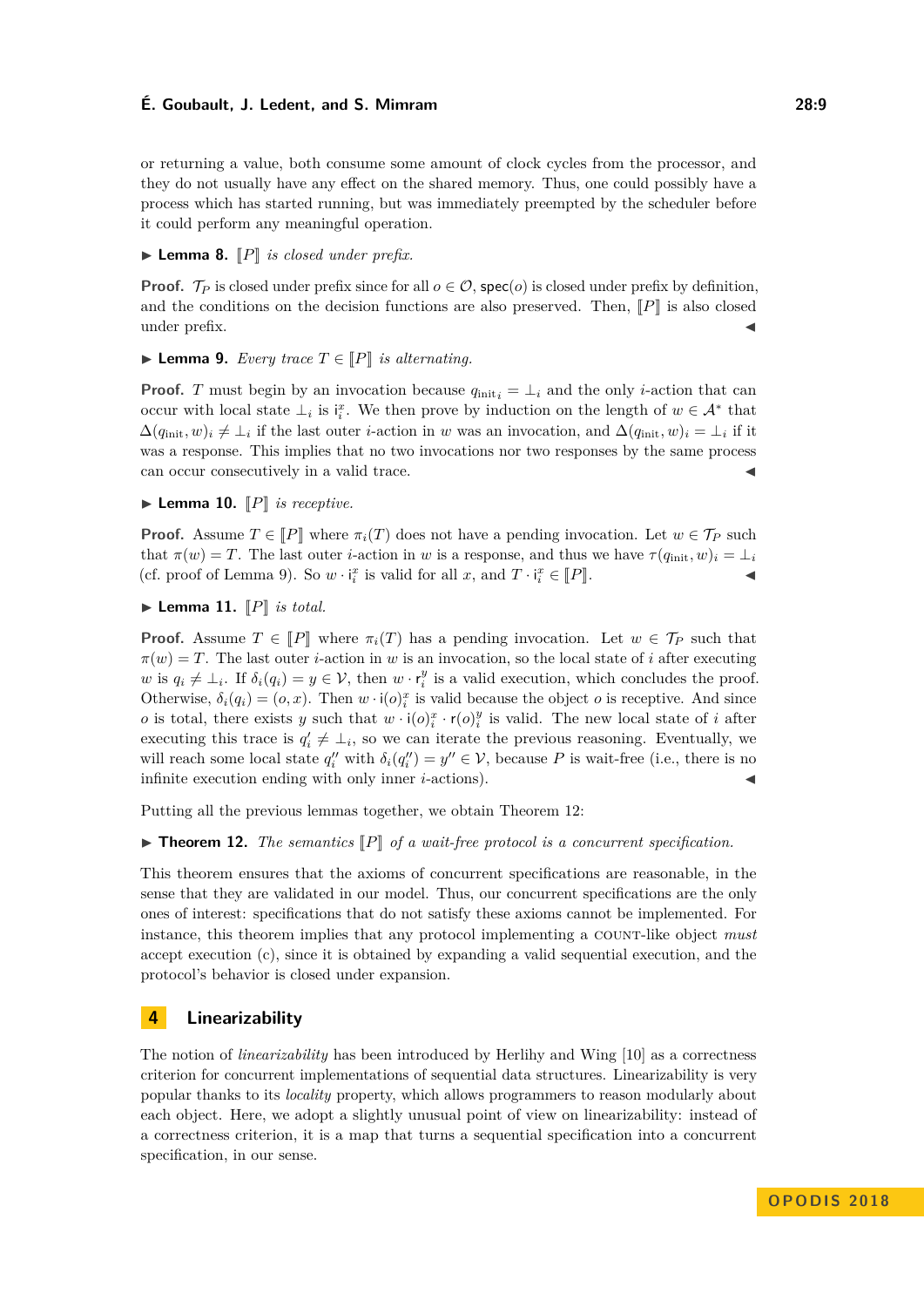or returning a value, both consume some amount of clock cycles from the processor, and they do not usually have any effect on the shared memory. Thus, one could possibly have a process which has started running, but was immediately preempted by the scheduler before it could perform any meaningful operation.

▶ **Lemma 8.** *$[\![P]\!]$ is closed under prefix.*

**Proof.** $\mathcal{T}_P$ is closed under prefix since for all $o \in \mathcal{O}$, $\mathsf{spec}(o)$ is closed under prefix by definition, and the conditions on the decision functions are also preserved. Then, $[\![P]\!]$ is also closed under prefix. ◀

▶ **Lemma 9.** *Every trace $T \in [\![P]\!]$ is alternating.*

**Proof.** $T$ must begin by an invocation because $q_{\text{init}_i} = \bot_i$ and the only $i$-action that can occur with local state $\bot_i$ is $\mathsf{i}_i^x$. We then prove by induction on the length of $w \in \mathcal{A}^*$ that $\Delta(q_{\text{init}}, w)_i \neq \bot_i$ if the last outer $i$-action in $w$ was an invocation, and $\Delta(q_{\text{init}}, w)_i = \bot_i$ if it was a response. This implies that no two invocations nor two responses by the same process can occur consecutively in a valid trace. ◀

▶ **Lemma 10.** *$[\![P]\!]$ is receptive.*

**Proof.** Assume $T \in [\![P]\!]$ where $\pi_i(T)$ does not have a pending invocation. Let $w \in \mathcal{T}_P$ such that $\pi(w) = T$. The last outer $i$-action in $w$ is a response, and thus we have $\tau(q_{\text{init}}, w)_i = \bot_i$ (cf. proof of Lemma 9). So $w \cdot \mathsf{i}_i^x$ is valid for all $x$, and $T \cdot \mathsf{i}_i^x \in [\![P]\!]$. ◀

▶ **Lemma 11.** *$[\![P]\!]$ is total.*

**Proof.** Assume $T \in [\![P]\!]$ where $\pi_i(T)$ has a pending invocation. Let $w \in \mathcal{T}_P$ such that $\pi(w) = T$. The last outer $i$-action in $w$ is an invocation, so the local state of $i$ after executing $w$ is $q_i \neq \bot_i$. If $\delta_i(q_i) = y \in \mathcal{V}$, then $w \cdot \mathsf{r}_i^y$ is a valid execution, which concludes the proof. Otherwise, $\delta_i(q_i) = (o, x)$. Then $w \cdot \mathsf{i}(o)_i^x$ is valid because the object $o$ is receptive. And since $o$ is total, there exists $y$ such that $w \cdot \mathsf{i}(o)_i^x \cdot \mathsf{r}(o)_i^y$ is valid. The new local state of $i$ after executing this trace is $q_i' \neq \bot_i$, so we can iterate the previous reasoning. Eventually, we will reach some local state $q_i''$ with $\delta_i(q_i'') = y'' \in \mathcal{V}$, because $P$ is wait-free (i.e., there is no infinite execution ending with only inner $i$-actions). ◀

Putting all the previous lemmas together, we obtain Theorem 12:

▶ **Theorem 12.** *The semantics $[\![P]\!]$ of a wait-free protocol is a concurrent specification.*

This theorem ensures that the axioms of concurrent specifications are reasonable, in the sense that they are validated in our model. Thus, our concurrent specifications are the only ones of interest: specifications that do not satisfy these axioms cannot be implemented. For instance, this theorem implies that any protocol implementing a COUNT-like object *must* accept execution (c), since it is obtained by expanding a valid sequential execution, and the protocol's behavior is closed under expansion.

## 4 Linearizability

The notion of *linearizability* has been introduced by Herlihy and Wing [10] as a correctness criterion for concurrent implementations of sequential data structures. Linearizability is very popular thanks to its *locality* property, which allows programmers to reason modularly about each object. Here, we adopt a slightly unusual point of view on linearizability: instead of a correctness criterion, it is a map that turns a sequential specification into a concurrent specification, in our sense.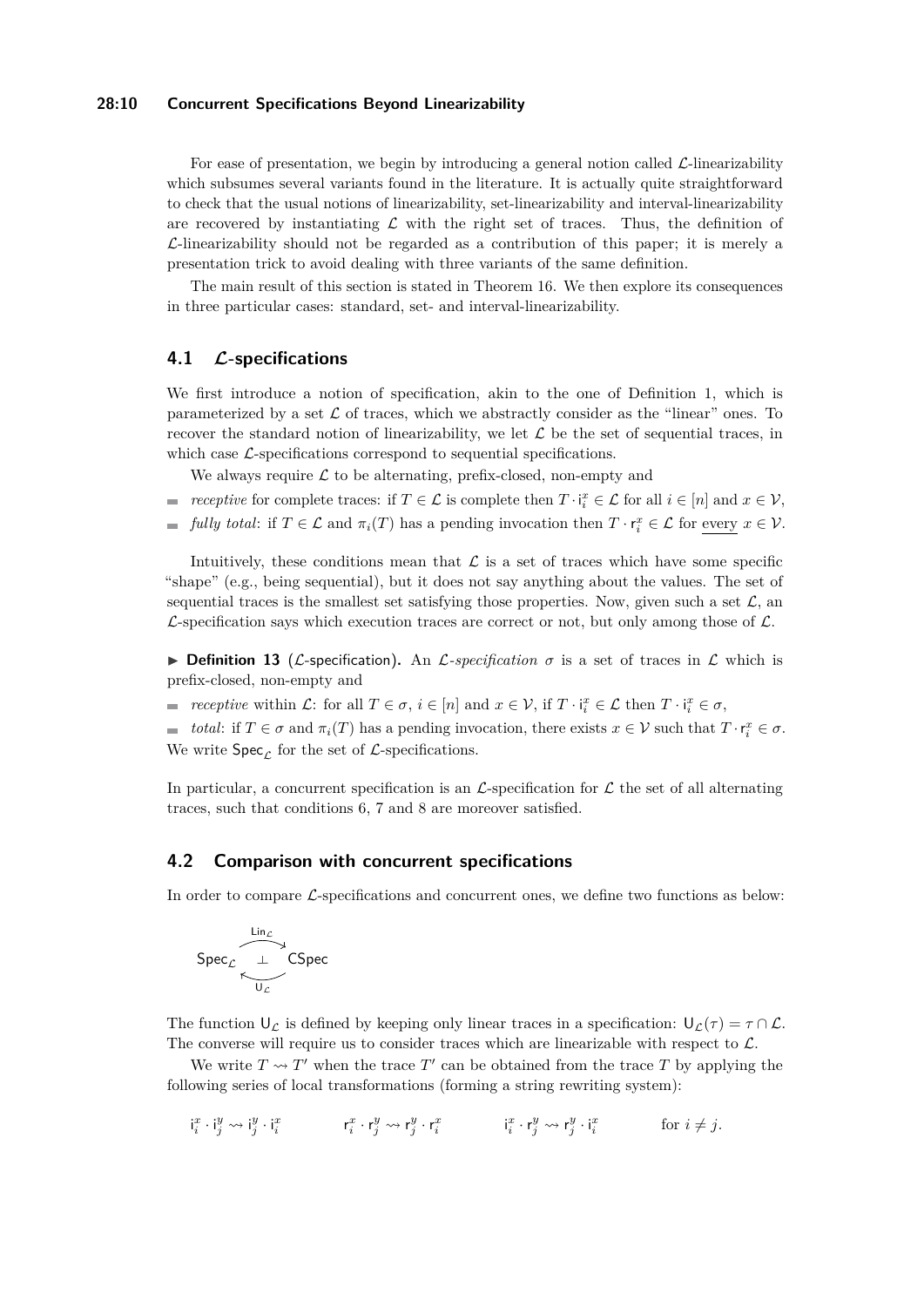For ease of presentation, we begin by introducing a general notion called $\mathcal{L}$-linearizability which subsumes several variants found in the literature. It is actually quite straightforward to check that the usual notions of linearizability, set-linearizability and interval-linearizability are recovered by instantiating $\mathcal{L}$ with the right set of traces. Thus, the definition of $\mathcal{L}$-linearizability should not be regarded as a contribution of this paper; it is merely a presentation trick to avoid dealing with three variants of the same definition.

The main result of this section is stated in Theorem 16. We then explore its consequences in three particular cases: standard, set- and interval-linearizability.

## 4.1 $\mathcal{L}$-specifications

We first introduce a notion of specification, akin to the one of Definition 1, which is parameterized by a set $\mathcal{L}$ of traces, which we abstractly consider as the "linear" ones. To recover the standard notion of linearizability, we let $\mathcal{L}$ be the set of sequential traces, in which case $\mathcal{L}$-specifications correspond to sequential specifications.

We always require $\mathcal{L}$ to be alternating, prefix-closed, non-empty and

- *receptive* for complete traces: if $T \in \mathcal{L}$ is complete then $T \cdot \mathsf{i}_i^x \in \mathcal{L}$ for all $i \in [n]$ and $x \in \mathcal{V}$,
- *fully total*: if $T \in \mathcal{L}$ and $\pi_i(T)$ has a pending invocation then $T \cdot \mathsf{r}_i^x \in \mathcal{L}$ for <u>every</u> $x \in \mathcal{V}$.

Intuitively, these conditions mean that $\mathcal{L}$ is a set of traces which have some specific "shape" (e.g., being sequential), but it does not say anything about the values. The set of sequential traces is the smallest set satisfying those properties. Now, given such a set $\mathcal{L}$, an $\mathcal{L}$-specification says which execution traces are correct or not, but only among those of $\mathcal{L}$.

▶ **Definition 13** ($\mathcal{L}$-specification)**.** An $\mathcal{L}$*-specification* $\sigma$ is a set of traces in $\mathcal{L}$ which is prefix-closed, non-empty and

- *receptive* within $\mathcal{L}$: for all $T \in \sigma$, $i \in [n]$ and $x \in \mathcal{V}$, if $T \cdot \mathsf{i}_i^x \in \mathcal{L}$ then $T \cdot \mathsf{i}_i^x \in \sigma$,
- *total*: if $T \in \sigma$ and $\pi_i(T)$ has a pending invocation, there exists $x \in \mathcal{V}$ such that $T \cdot \mathsf{r}_i^x \in \sigma$.

We write $\mathsf{Spec}_{\mathcal{L}}$ for the set of $\mathcal{L}$-specifications.

In particular, a concurrent specification is an $\mathcal{L}$-specification for $\mathcal{L}$ the set of all alternating traces, such that conditions 6, 7 and 8 are moreover satisfied.

## 4.2 Comparison with concurrent specifications

In order to compare $\mathcal{L}$-specifications and concurrent ones, we define two functions as below:

$$\mathsf{Spec}_{\mathcal{L}} \underset{\mathsf{U}_{\mathcal{L}}}{\overset{\mathsf{Lin}_{\mathcal{L}}}{\rightleftarrows}} \mathsf{CSpec} \qquad (\bot)$$

The function $\mathsf{U}_{\mathcal{L}}$ is defined by keeping only linear traces in a specification: $\mathsf{U}_{\mathcal{L}}(\tau) = \tau \cap \mathcal{L}$. The converse will require us to consider traces which are linearizable with respect to $\mathcal{L}$.

We write $T \rightsquigarrow T'$ when the trace $T'$ can be obtained from the trace $T$ by applying the following series of local transformations (forming a string rewriting system):

$$\mathsf{i}_i^x \cdot \mathsf{i}_j^y \rightsquigarrow \mathsf{i}_j^y \cdot \mathsf{i}_i^x \qquad \mathsf{r}_i^x \cdot \mathsf{r}_j^y \rightsquigarrow \mathsf{r}_j^y \cdot \mathsf{r}_i^x \qquad \mathsf{i}_i^x \cdot \mathsf{r}_j^y \rightsquigarrow \mathsf{r}_j^y \cdot \mathsf{i}_i^x \qquad \text{for } i \neq j.$$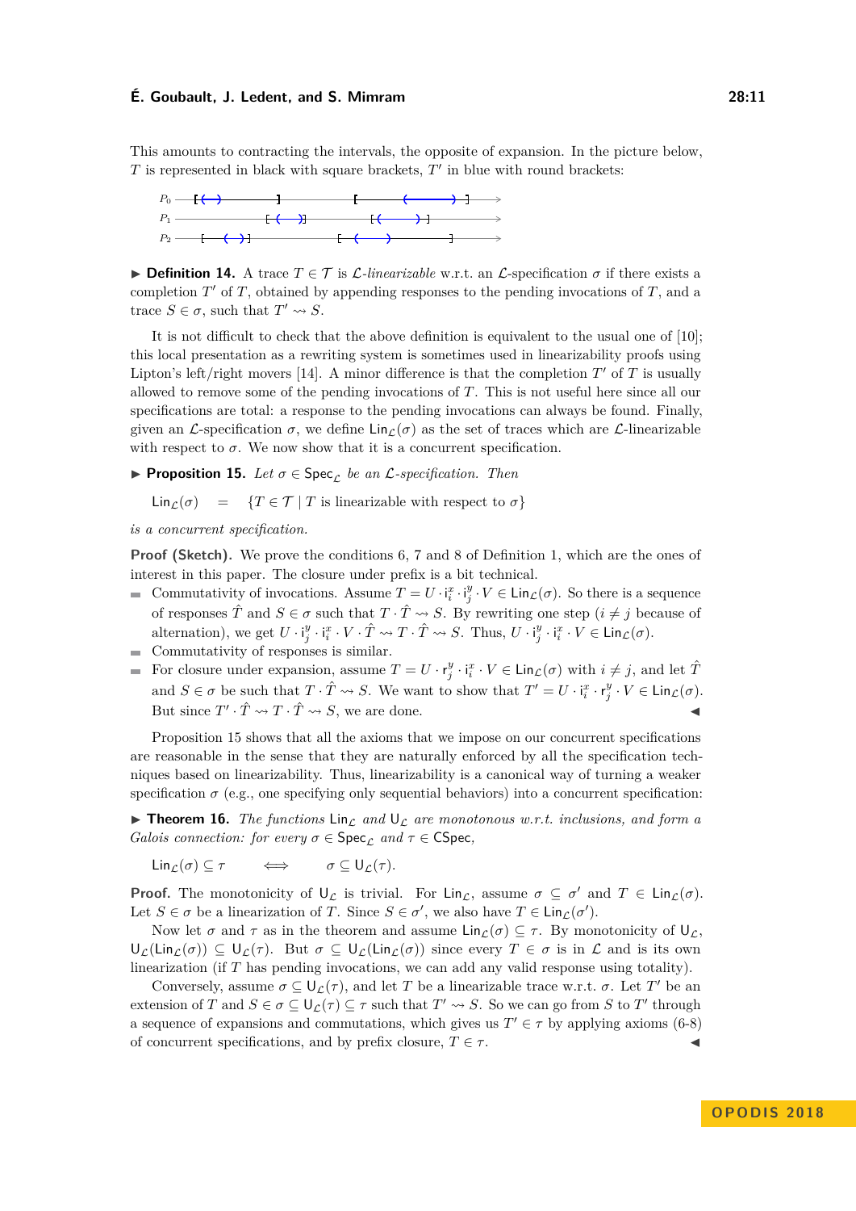This amounts to contracting the intervals, the opposite of expansion. In the picture below, $T$ is represented in black with square brackets, $T'$ in blue with round brackets:

▶ **Definition 14.** A trace $T \in \mathcal{T}$ is $\mathcal{L}$*-linearizable* w.r.t. an $\mathcal{L}$-specification $\sigma$ if there exists a completion $T'$ of $T$, obtained by appending responses to the pending invocations of $T$, and a trace $S \in \sigma$, such that $T' \rightsquigarrow S$.

It is not difficult to check that the above definition is equivalent to the usual one of [10]; this local presentation as a rewriting system is sometimes used in linearizability proofs using Lipton's left/right movers [14]. A minor difference is that the completion $T'$ of $T$ is usually allowed to remove some of the pending invocations of $T$. This is not useful here since all our specifications are total: a response to the pending invocations can always be found. Finally, given an $\mathcal{L}$-specification $\sigma$, we define $\mathsf{Lin}_\mathcal{L}(\sigma)$ as the set of traces which are $\mathcal{L}$-linearizable with respect to $\sigma$. We now show that it is a concurrent specification.

▶ **Proposition 15.** *Let $\sigma \in \mathsf{Spec}_\mathcal{L}$ be an $\mathcal{L}$-specification. Then*

$$\mathsf{Lin}_\mathcal{L}(\sigma) \quad = \quad \{T \in \mathcal{T} \mid T \text{ is linearizable with respect to } \sigma\}$$

*is a concurrent specification.*

**Proof (Sketch).** We prove the conditions 6, 7 and 8 of Definition 1, which are the ones of interest in this paper. The closure under prefix is a bit technical.

- Commutativity of invocations. Assume $T = U \cdot \mathsf{i}_i^x \cdot \mathsf{i}_j^y \cdot V \in \mathsf{Lin}_\mathcal{L}(\sigma)$. So there is a sequence of responses $\hat{T}$ and $S \in \sigma$ such that $T \cdot \hat{T} \rightsquigarrow S$. By rewriting one step ($i \neq j$ because of alternation), we get $U \cdot \mathsf{i}_j^y \cdot \mathsf{i}_i^x \cdot V \cdot \hat{T} \rightsquigarrow T \cdot \hat{T} \rightsquigarrow S$. Thus, $U \cdot \mathsf{i}_j^y \cdot \mathsf{i}_i^x \cdot V \in \mathsf{Lin}_\mathcal{L}(\sigma)$.
- Commutativity of responses is similar.
- For closure under expansion, assume $T = U \cdot \mathsf{r}_j^y \cdot \mathsf{i}_i^x \cdot V \in \mathsf{Lin}_\mathcal{L}(\sigma)$ with $i \neq j$, and let $\hat{T}$ and $S \in \sigma$ be such that $T \cdot \hat{T} \rightsquigarrow S$. We want to show that $T' = U \cdot \mathsf{i}_i^x \cdot \mathsf{r}_j^y \cdot V \in \mathsf{Lin}_\mathcal{L}(\sigma)$. But since $T' \cdot \hat{T} \rightsquigarrow T \cdot \hat{T} \rightsquigarrow S$, we are done. ◀

Proposition 15 shows that all the axioms that we impose on our concurrent specifications are reasonable in the sense that they are naturally enforced by all the specification techniques based on linearizability. Thus, linearizability is a canonical way of turning a weaker specification $\sigma$ (e.g., one specifying only sequential behaviors) into a concurrent specification:

▶ **Theorem 16.** *The functions $\mathsf{Lin}_\mathcal{L}$ and $\mathsf{U}_\mathcal{L}$ are monotonous w.r.t. inclusions, and form a Galois connection: for every $\sigma \in \mathsf{Spec}_\mathcal{L}$ and $\tau \in \mathsf{CSpec}$,*

$$\mathsf{Lin}_\mathcal{L}(\sigma) \subseteq \tau \qquad \Longleftrightarrow \qquad \sigma \subseteq \mathsf{U}_\mathcal{L}(\tau).$$

**Proof.** The monotonicity of $\mathsf{U}_\mathcal{L}$ is trivial. For $\mathsf{Lin}_\mathcal{L}$, assume $\sigma \subseteq \sigma'$ and $T \in \mathsf{Lin}_\mathcal{L}(\sigma)$. Let $S \in \sigma$ be a linearization of $T$. Since $S \in \sigma'$, we also have $T \in \mathsf{Lin}_\mathcal{L}(\sigma')$.

Now let $\sigma$ and $\tau$ as in the theorem and assume $\mathsf{Lin}_\mathcal{L}(\sigma) \subseteq \tau$. By monotonicity of $\mathsf{U}_\mathcal{L}$, $\mathsf{U}_\mathcal{L}(\mathsf{Lin}_\mathcal{L}(\sigma)) \subseteq \mathsf{U}_\mathcal{L}(\tau)$. But $\sigma \subseteq \mathsf{U}_\mathcal{L}(\mathsf{Lin}_\mathcal{L}(\sigma))$ since every $T \in \sigma$ is in $\mathcal{L}$ and is its own linearization (if $T$ has pending invocations, we can add any valid response using totality).

Conversely, assume $\sigma \subseteq \mathsf{U}_\mathcal{L}(\tau)$, and let $T$ be a linearizable trace w.r.t. $\sigma$. Let $T'$ be an extension of $T$ and $S \in \sigma \subseteq \mathsf{U}_\mathcal{L}(\tau) \subseteq \tau$ such that $T' \rightsquigarrow S$. So we can go from $S$ to $T'$ through a sequence of expansions and commutations, which gives us $T' \in \tau$ by applying axioms (6-8) of concurrent specifications, and by prefix closure, $T \in \tau$. ◀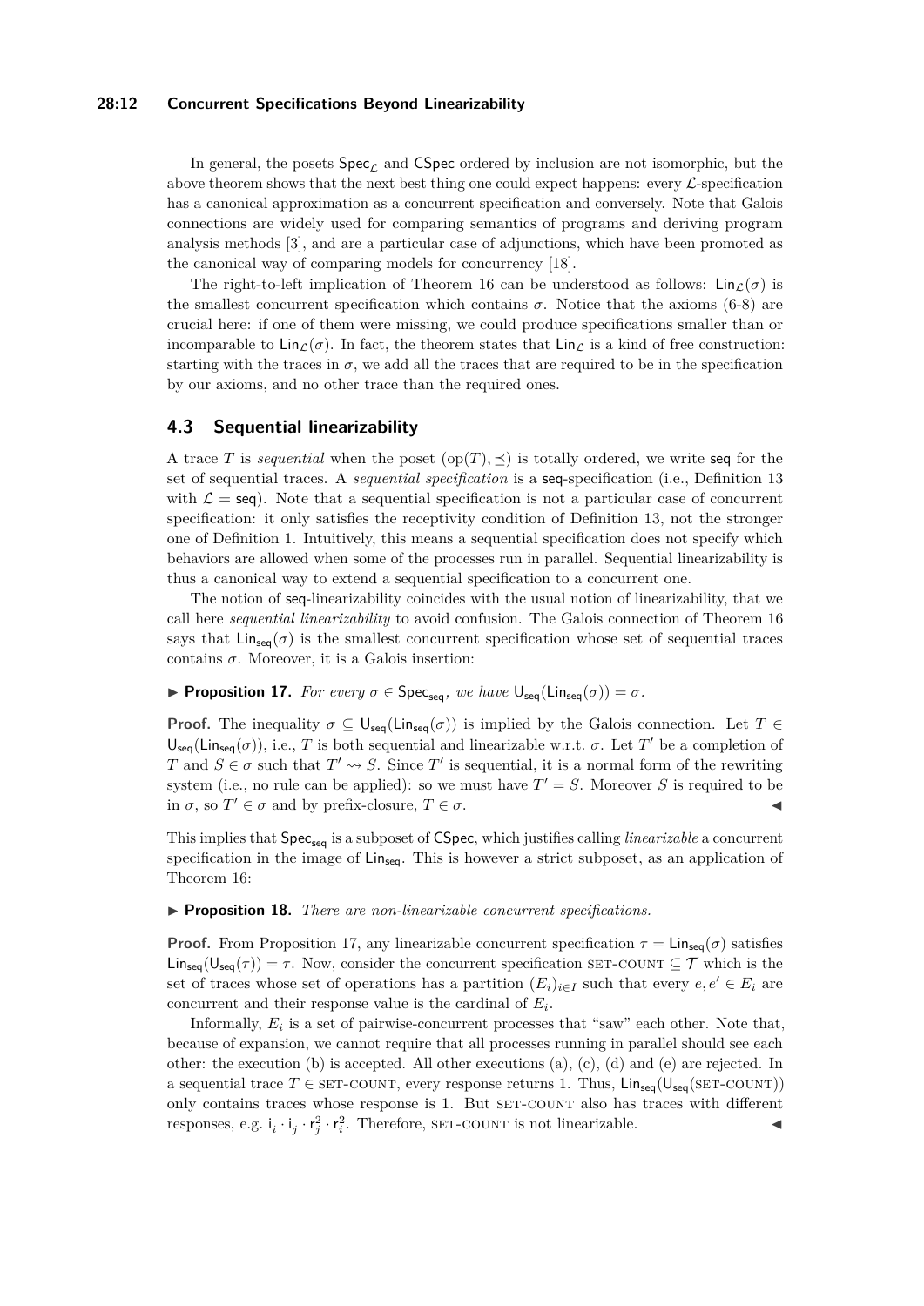In general, the posets $\mathsf{Spec}_{\mathcal{L}}$ and $\mathsf{CSpec}$ ordered by inclusion are not isomorphic, but the above theorem shows that the next best thing one could expect happens: every $\mathcal{L}$-specification has a canonical approximation as a concurrent specification and conversely. Note that Galois connections are widely used for comparing semantics of programs and deriving program analysis methods [3], and are a particular case of adjunctions, which have been promoted as the canonical way of comparing models for concurrency [18].

The right-to-left implication of Theorem 16 can be understood as follows: $\mathsf{Lin}_{\mathcal{L}}(\sigma)$ is the smallest concurrent specification which contains $\sigma$. Notice that the axioms (6-8) are crucial here: if one of them were missing, we could produce specifications smaller than or incomparable to $\mathsf{Lin}_{\mathcal{L}}(\sigma)$. In fact, the theorem states that $\mathsf{Lin}_{\mathcal{L}}$ is a kind of free construction: starting with the traces in $\sigma$, we add all the traces that are required to be in the specification by our axioms, and no other trace than the required ones.

### 4.3 Sequential linearizability

A trace $T$ is *sequential* when the poset $(\mathrm{op}(T), \preceq)$ is totally ordered, we write $\mathsf{seq}$ for the set of sequential traces. A *sequential specification* is a $\mathsf{seq}$-specification (i.e., Definition 13 with $\mathcal{L} = \mathsf{seq}$). Note that a sequential specification is not a particular case of concurrent specification: it only satisfies the receptivity condition of Definition 13, not the stronger one of Definition 1. Intuitively, this means a sequential specification does not specify which behaviors are allowed when some of the processes run in parallel. Sequential linearizability is thus a canonical way to extend a sequential specification to a concurrent one.

The notion of $\mathsf{seq}$-linearizability coincides with the usual notion of linearizability, that we call here *sequential linearizability* to avoid confusion. The Galois connection of Theorem 16 says that $\mathsf{Lin}_{\mathsf{seq}}(\sigma)$ is the smallest concurrent specification whose set of sequential traces contains $\sigma$. Moreover, it is a Galois insertion:

▶ **Proposition 17.** *For every $\sigma \in \mathsf{Spec}_{\mathsf{seq}}$, we have $\mathsf{U}_{\mathsf{seq}}(\mathsf{Lin}_{\mathsf{seq}}(\sigma)) = \sigma$.*

**Proof.** The inequality $\sigma \subseteq \mathsf{U}_{\mathsf{seq}}(\mathsf{Lin}_{\mathsf{seq}}(\sigma))$ is implied by the Galois connection. Let $T \in \mathsf{U}_{\mathsf{seq}}(\mathsf{Lin}_{\mathsf{seq}}(\sigma))$, i.e., $T$ is both sequential and linearizable w.r.t. $\sigma$. Let $T'$ be a completion of $T$ and $S \in \sigma$ such that $T' \rightsquigarrow S$. Since $T'$ is sequential, it is a normal form of the rewriting system (i.e., no rule can be applied): so we must have $T' = S$. Moreover $S$ is required to be in $\sigma$, so $T' \in \sigma$ and by prefix-closure, $T \in \sigma$. ◀

This implies that $\mathsf{Spec}_{\mathsf{seq}}$ is a subposet of $\mathsf{CSpec}$, which justifies calling *linearizable* a concurrent specification in the image of $\mathsf{Lin}_{\mathsf{seq}}$. This is however a strict subposet, as an application of Theorem 16:

▶ **Proposition 18.** *There are non-linearizable concurrent specifications.*

**Proof.** From Proposition 17, any linearizable concurrent specification $\tau = \mathsf{Lin}_{\mathsf{seq}}(\sigma)$ satisfies $\mathsf{Lin}_{\mathsf{seq}}(\mathsf{U}_{\mathsf{seq}}(\tau)) = \tau$. Now, consider the concurrent specification SET-COUNT $\subseteq \mathcal{T}$ which is the set of traces whose set of operations has a partition $(E_i)_{i \in I}$ such that every $e, e' \in E_i$ are concurrent and their response value is the cardinal of $E_i$.

Informally, $E_i$ is a set of pairwise-concurrent processes that "saw" each other. Note that, because of expansion, we cannot require that all processes running in parallel should see each other: the execution (b) is accepted. All other executions (a), (c), (d) and (e) are rejected. In a sequential trace $T \in$ SET-COUNT, every response returns 1. Thus, $\mathsf{Lin}_{\mathsf{seq}}(\mathsf{U}_{\mathsf{seq}}(\text{SET-COUNT}))$ only contains traces whose response is 1. But SET-COUNT also has traces with different responses, e.g. $\mathsf{i}_i \cdot \mathsf{i}_j \cdot \mathsf{r}_j^2 \cdot \mathsf{r}_i^2$. Therefore, SET-COUNT is not linearizable. ◀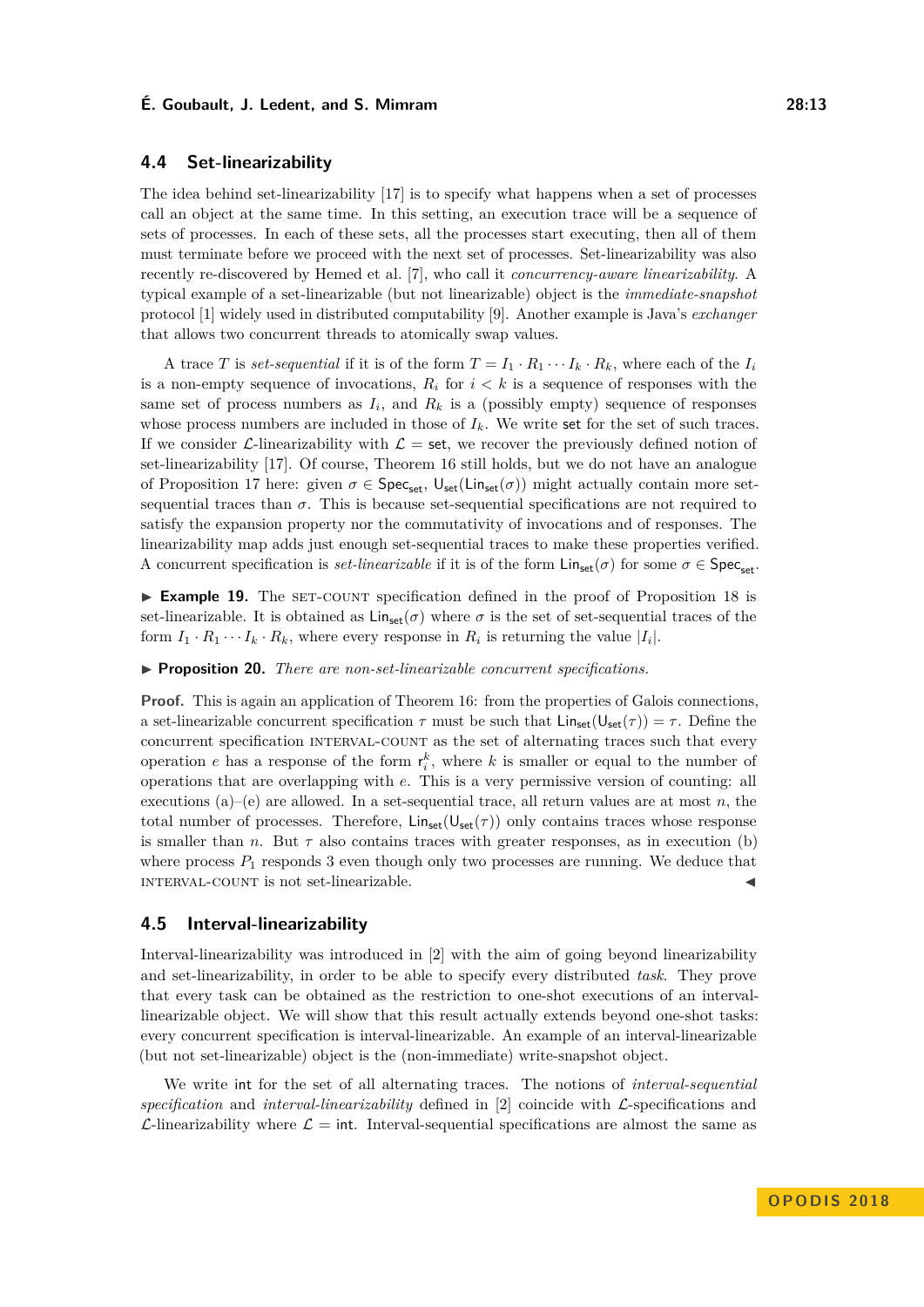## 4.4 Set-linearizability

The idea behind set-linearizability [17] is to specify what happens when a set of processes call an object at the same time. In this setting, an execution trace will be a sequence of sets of processes. In each of these sets, all the processes start executing, then all of them must terminate before we proceed with the next set of processes. Set-linearizability was also recently re-discovered by Hemed et al. [7], who call it *concurrency-aware linearizability*. A typical example of a set-linearizable (but not linearizable) object is the *immediate-snapshot* protocol [1] widely used in distributed computability [9]. Another example is Java's *exchanger* that allows two concurrent threads to atomically swap values.

A trace $T$ is *set-sequential* if it is of the form $T = I_1 \cdot R_1 \cdots I_k \cdot R_k$, where each of the $I_i$ is a non-empty sequence of invocations, $R_i$ for $i < k$ is a sequence of responses with the same set of process numbers as $I_i$, and $R_k$ is a (possibly empty) sequence of responses whose process numbers are included in those of $I_k$. We write $\mathsf{set}$ for the set of such traces. If we consider $\mathcal{L}$-linearizability with $\mathcal{L} = \mathsf{set}$, we recover the previously defined notion of set-linearizability [17]. Of course, Theorem 16 still holds, but we do not have an analogue of Proposition 17 here: given $\sigma \in \mathsf{Spec}_{\mathsf{set}}$, $\mathsf{U}_{\mathsf{set}}(\mathsf{Lin}_{\mathsf{set}}(\sigma))$ might actually contain more set-sequential traces than $\sigma$. This is because set-sequential specifications are not required to satisfy the expansion property nor the commutativity of invocations and of responses. The linearizability map adds just enough set-sequential traces to make these properties verified. A concurrent specification is *set-linearizable* if it is of the form $\mathsf{Lin}_{\mathsf{set}}(\sigma)$ for some $\sigma \in \mathsf{Spec}_{\mathsf{set}}$.

▶ **Example 19.** The SET-COUNT specification defined in the proof of Proposition 18 is set-linearizable. It is obtained as $\mathsf{Lin}_{\mathsf{set}}(\sigma)$ where $\sigma$ is the set of set-sequential traces of the form $I_1 \cdot R_1 \cdots I_k \cdot R_k$, where every response in $R_i$ is returning the value $|I_i|$.

▶ **Proposition 20.** *There are non-set-linearizable concurrent specifications.*

**Proof.** This is again an application of Theorem 16: from the properties of Galois connections, a set-linearizable concurrent specification $\tau$ must be such that $\mathsf{Lin}_{\mathsf{set}}(\mathsf{U}_{\mathsf{set}}(\tau)) = \tau$. Define the concurrent specification INTERVAL-COUNT as the set of alternating traces such that every operation $e$ has a response of the form $\mathsf{r}_i^k$, where $k$ is smaller or equal to the number of operations that are overlapping with $e$. This is a very permissive version of counting: all executions (a)–(e) are allowed. In a set-sequential trace, all return values are at most $n$, the total number of processes. Therefore, $\mathsf{Lin}_{\mathsf{set}}(\mathsf{U}_{\mathsf{set}}(\tau))$ only contains traces whose response is smaller than $n$. But $\tau$ also contains traces with greater responses, as in execution (b) where process $P_1$ responds 3 even though only two processes are running. We deduce that INTERVAL-COUNT is not set-linearizable. ◀

## 4.5 Interval-linearizability

Interval-linearizability was introduced in [2] with the aim of going beyond linearizability and set-linearizability, in order to be able to specify every distributed *task*. They prove that every task can be obtained as the restriction to one-shot executions of an interval-linearizable object. We will show that this result actually extends beyond one-shot tasks: every concurrent specification is interval-linearizable. An example of an interval-linearizable (but not set-linearizable) object is the (non-immediate) write-snapshot object.

We write $\mathsf{int}$ for the set of all alternating traces. The notions of *interval-sequential specification* and *interval-linearizability* defined in [2] coincide with $\mathcal{L}$-specifications and $\mathcal{L}$-linearizability where $\mathcal{L} = \mathsf{int}$. Interval-sequential specifications are almost the same as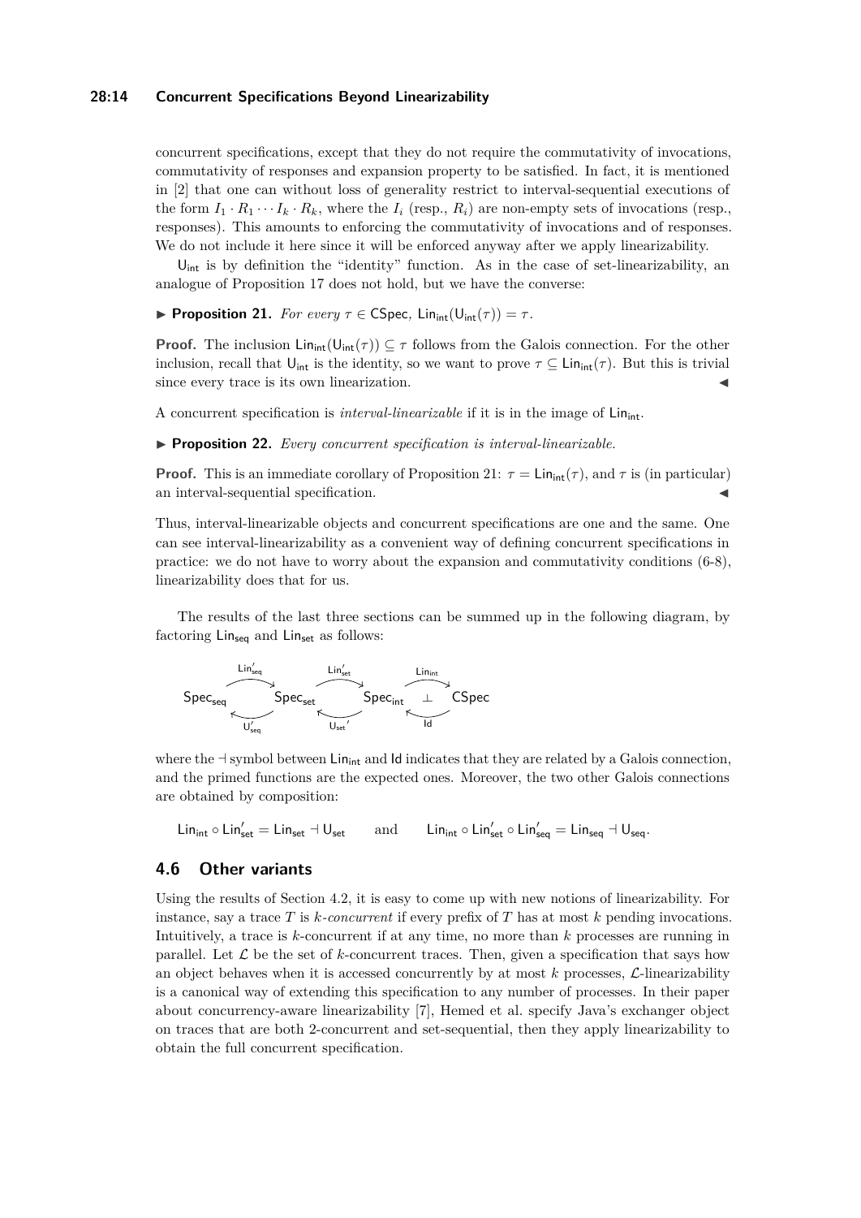concurrent specifications, except that they do not require the commutativity of invocations, commutativity of responses and expansion property to be satisfied. In fact, it is mentioned in [2] that one can without loss of generality restrict to interval-sequential executions of the form $I_1 \cdot R_1 \cdots I_k \cdot R_k$, where the $I_i$ (resp., $R_i$) are non-empty sets of invocations (resp., responses). This amounts to enforcing the commutativity of invocations and of responses. We do not include it here since it will be enforced anyway after we apply linearizability.

$\mathsf{U}_{\mathsf{int}}$ is by definition the "identity" function. As in the case of set-linearizability, an analogue of Proposition 17 does not hold, but we have the converse:

▶ **Proposition 21.** *For every* $\tau \in \mathsf{CSpec}$, $\mathsf{Lin}_{\mathsf{int}}(\mathsf{U}_{\mathsf{int}}(\tau)) = \tau$.

**Proof.** The inclusion $\mathsf{Lin}_{\mathsf{int}}(\mathsf{U}_{\mathsf{int}}(\tau)) \subseteq \tau$ follows from the Galois connection. For the other inclusion, recall that $\mathsf{U}_{\mathsf{int}}$ is the identity, so we want to prove $\tau \subseteq \mathsf{Lin}_{\mathsf{int}}(\tau)$. But this is trivial since every trace is its own linearization. ◀

A concurrent specification is *interval-linearizable* if it is in the image of $\mathsf{Lin}_{\mathsf{int}}$.

▶ **Proposition 22.** *Every concurrent specification is interval-linearizable.*

**Proof.** This is an immediate corollary of Proposition 21: $\tau = \mathsf{Lin}_{\mathsf{int}}(\tau)$, and $\tau$ is (in particular) an interval-sequential specification. ◀

Thus, interval-linearizable objects and concurrent specifications are one and the same. One can see interval-linearizability as a convenient way of defining concurrent specifications in practice: we do not have to worry about the expansion and commutativity conditions (6-8), linearizability does that for us.

The results of the last three sections can be summed up in the following diagram, by factoring $\mathsf{Lin}_{\mathsf{seq}}$ and $\mathsf{Lin}_{\mathsf{set}}$ as follows:

$$\mathsf{Spec}_{\mathsf{seq}} \underset{\mathsf{U}'_{\mathsf{seq}}}{\overset{\mathsf{Lin}'_{\mathsf{seq}}}{\rightleftarrows}} \mathsf{Spec}_{\mathsf{set}} \underset{\mathsf{U}_{\mathsf{set}}{}'}{\overset{\mathsf{Lin}'_{\mathsf{set}}}{\rightleftarrows}} \mathsf{Spec}_{\mathsf{int}} \underset{\mathsf{Id}}{\overset{\mathsf{Lin}_{\mathsf{int}}}{\rightleftarrows}} \mathsf{CSpec}$$

where the $\dashv$ symbol between $\mathsf{Lin}_{\mathsf{int}}$ and $\mathsf{Id}$ indicates that they are related by a Galois connection, and the primed functions are the expected ones. Moreover, the two other Galois connections are obtained by composition:

$$\mathsf{Lin}_{\mathsf{int}} \circ \mathsf{Lin}'_{\mathsf{set}} = \mathsf{Lin}_{\mathsf{set}} \dashv \mathsf{U}_{\mathsf{set}} \qquad \text{and} \qquad \mathsf{Lin}_{\mathsf{int}} \circ \mathsf{Lin}'_{\mathsf{set}} \circ \mathsf{Lin}'_{\mathsf{seq}} = \mathsf{Lin}_{\mathsf{seq}} \dashv \mathsf{U}_{\mathsf{seq}}.$$

## 4.6 Other variants

Using the results of Section 4.2, it is easy to come up with new notions of linearizability. For instance, say a trace $T$ is *k-concurrent* if every prefix of $T$ has at most $k$ pending invocations. Intuitively, a trace is $k$-concurrent if at any time, no more than $k$ processes are running in parallel. Let $\mathcal{L}$ be the set of $k$-concurrent traces. Then, given a specification that says how an object behaves when it is accessed concurrently by at most $k$ processes, $\mathcal{L}$-linearizability is a canonical way of extending this specification to any number of processes. In their paper about concurrency-aware linearizability [7], Hemed et al. specify Java's exchanger object on traces that are both 2-concurrent and set-sequential, then they apply linearizability to obtain the full concurrent specification.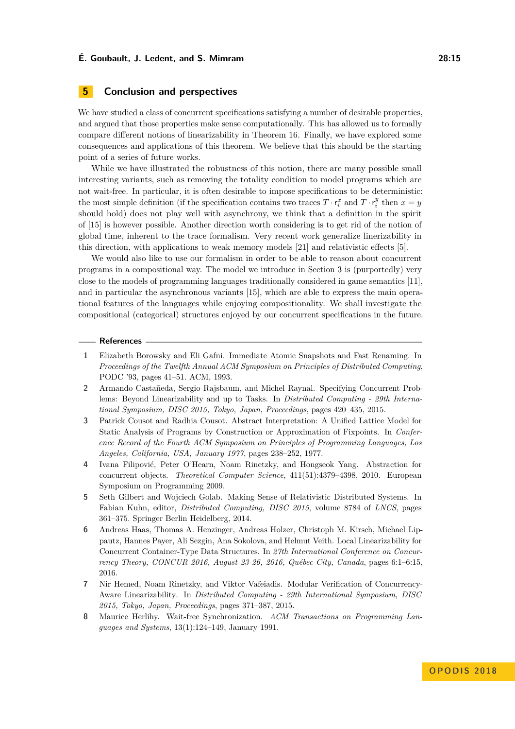## 5 Conclusion and perspectives

We have studied a class of concurrent specifications satisfying a number of desirable properties, and argued that those properties make sense computationally. This has allowed us to formally compare different notions of linearizability in Theorem 16. Finally, we have explored some consequences and applications of this theorem. We believe that this should be the starting point of a series of future works.

While we have illustrated the robustness of this notion, there are many possible small interesting variants, such as removing the totality condition to model programs which are not wait-free. In particular, it is often desirable to impose specifications to be deterministic: the most simple definition (if the specification contains two traces $T \cdot \mathsf{r}_i^x$ and $T \cdot \mathsf{r}_i^y$ then $x = y$ should hold) does not play well with asynchrony, we think that a definition in the spirit of [15] is however possible. Another direction worth considering is to get rid of the notion of global time, inherent to the trace formalism. Very recent work generalize linerizability in this direction, with applications to weak memory models [21] and relativistic effects [5].

We would also like to use our formalism in order to be able to reason about concurrent programs in a compositional way. The model we introduce in Section 3 is (purportedly) very close to the models of programming languages traditionally considered in game semantics [11], and in particular the asynchronous variants [15], which are able to express the main operational features of the languages while enjoying compositionality. We shall investigate the compositional (categorical) structures enjoyed by our concurrent specifications in the future.

## References

1. Elizabeth Borowsky and Eli Gafni. Immediate Atomic Snapshots and Fast Renaming. In *Proceedings of the Twelfth Annual ACM Symposium on Principles of Distributed Computing*, PODC '93, pages 41–51. ACM, 1993.
2. Armando Castañeda, Sergio Rajsbaum, and Michel Raynal. Specifying Concurrent Problems: Beyond Linearizability and up to Tasks. In *Distributed Computing - 29th International Symposium, DISC 2015, Tokyo, Japan, Proceedings*, pages 420–435, 2015.
3. Patrick Cousot and Radhia Cousot. Abstract Interpretation: A Unified Lattice Model for Static Analysis of Programs by Construction or Approximation of Fixpoints. In *Conference Record of the Fourth ACM Symposium on Principles of Programming Languages, Los Angeles, California, USA, January 1977*, pages 238–252, 1977.
4. Ivana Filipović, Peter O'Hearn, Noam Rinetzky, and Hongseok Yang. Abstraction for concurrent objects. *Theoretical Computer Science*, 411(51):4379–4398, 2010. European Symposium on Programming 2009.
5. Seth Gilbert and Wojciech Golab. Making Sense of Relativistic Distributed Systems. In Fabian Kuhn, editor, *Distributed Computing, DISC 2015*, volume 8784 of *LNCS*, pages 361–375. Springer Berlin Heidelberg, 2014.
6. Andreas Haas, Thomas A. Henzinger, Andreas Holzer, Christoph M. Kirsch, Michael Lippautz, Hannes Payer, Ali Sezgin, Ana Sokolova, and Helmut Veith. Local Linearizability for Concurrent Container-Type Data Structures. In *27th International Conference on Concurrency Theory, CONCUR 2016, August 23-26, 2016, Québec City, Canada*, pages 6:1–6:15, 2016.
7. Nir Hemed, Noam Rinetzky, and Viktor Vafeiadis. Modular Verification of Concurrency-Aware Linearizability. In *Distributed Computing - 29th International Symposium, DISC 2015, Tokyo, Japan, Proceedings*, pages 371–387, 2015.
8. Maurice Herlihy. Wait-free Synchronization. *ACM Transactions on Programming Languages and Systems*, 13(1):124–149, January 1991.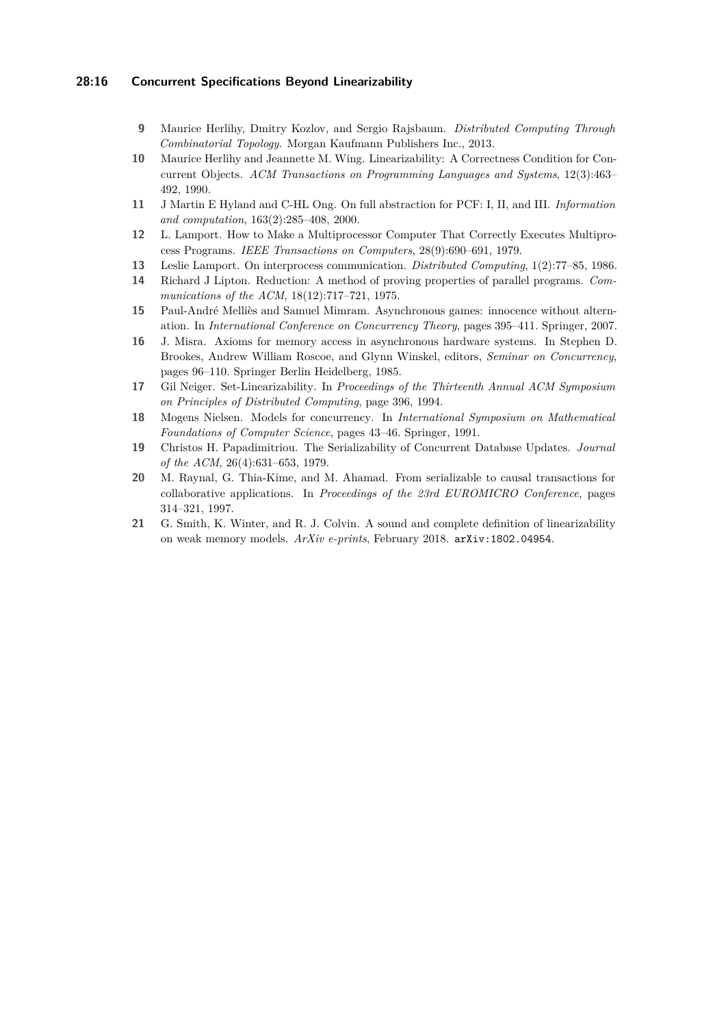9 Maurice Herlihy, Dmitry Kozlov, and Sergio Rajsbaum. *Distributed Computing Through Combinatorial Topology*. Morgan Kaufmann Publishers Inc., 2013.

10 Maurice Herlihy and Jeannette M. Wing. Linearizability: A Correctness Condition for Concurrent Objects. *ACM Transactions on Programming Languages and Systems*, 12(3):463–492, 1990.

11 J Martin E Hyland and C-HL Ong. On full abstraction for PCF: I, II, and III. *Information and computation*, 163(2):285–408, 2000.

12 L. Lamport. How to Make a Multiprocessor Computer That Correctly Executes Multiprocess Programs. *IEEE Transactions on Computers*, 28(9):690–691, 1979.

13 Leslie Lamport. On interprocess communication. *Distributed Computing*, 1(2):77–85, 1986.

14 Richard J Lipton. Reduction: A method of proving properties of parallel programs. *Communications of the ACM*, 18(12):717–721, 1975.

15 Paul-André Melliès and Samuel Mimram. Asynchronous games: innocence without alternation. In *International Conference on Concurrency Theory*, pages 395–411. Springer, 2007.

16 J. Misra. Axioms for memory access in asynchronous hardware systems. In Stephen D. Brookes, Andrew William Roscoe, and Glynn Winskel, editors, *Seminar on Concurrency*, pages 96–110. Springer Berlin Heidelberg, 1985.

17 Gil Neiger. Set-Linearizability. In *Proceedings of the Thirteenth Annual ACM Symposium on Principles of Distributed Computing*, page 396, 1994.

18 Mogens Nielsen. Models for concurrency. In *International Symposium on Mathematical Foundations of Computer Science*, pages 43–46. Springer, 1991.

19 Christos H. Papadimitriou. The Serializability of Concurrent Database Updates. *Journal of the ACM*, 26(4):631–653, 1979.

20 M. Raynal, G. Thia-Kime, and M. Ahamad. From serializable to causal transactions for collaborative applications. In *Proceedings of the 23rd EUROMICRO Conference*, pages 314–321, 1997.

21 G. Smith, K. Winter, and R. J. Colvin. A sound and complete definition of linearizability on weak memory models. *ArXiv e-prints*, February 2018. arXiv:1802.04954.